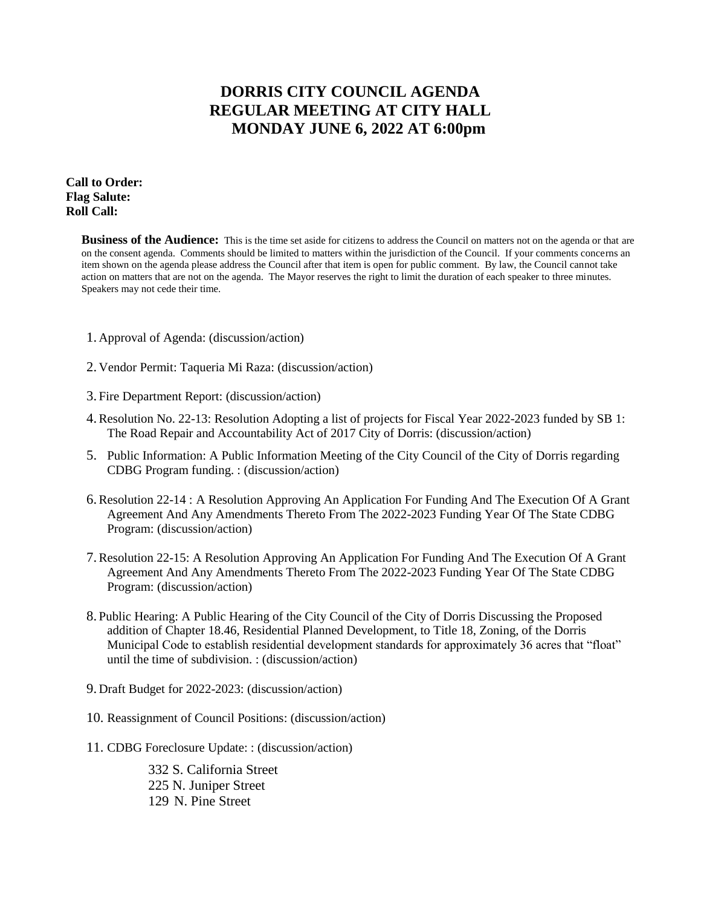# DORRIS CITY COUNCIL AGENDA
# REGULAR MEETING AT CITY HALL
# MONDAY JUNE 6, 2022 AT 6:00pm

**Call to Order:**
**Flag Salute:**
**Roll Call:**

**Business of the Audience:** This is the time set aside for citizens to address the Council on matters not on the agenda or that are on the consent agenda. Comments should be limited to matters within the jurisdiction of the Council. If your comments concerns an item shown on the agenda please address the Council after that item is open for public comment. By law, the Council cannot take action on matters that are not on the agenda. The Mayor reserves the right to limit the duration of each speaker to three minutes. Speakers may not cede their time.

1. Approval of Agenda: (discussion/action)
2. Vendor Permit: Taqueria Mi Raza: (discussion/action)
3. Fire Department Report: (discussion/action)
4. Resolution No. 22-13: Resolution Adopting a list of projects for Fiscal Year 2022-2023 funded by SB 1: The Road Repair and Accountability Act of 2017 City of Dorris: (discussion/action)
5. Public Information: A Public Information Meeting of the City Council of the City of Dorris regarding CDBG Program funding. : (discussion/action)
6. Resolution 22-14 : A Resolution Approving An Application For Funding And The Execution Of A Grant Agreement And Any Amendments Thereto From The 2022-2023 Funding Year Of The State CDBG Program: (discussion/action)
7. Resolution 22-15: A Resolution Approving An Application For Funding And The Execution Of A Grant Agreement And Any Amendments Thereto From The 2022-2023 Funding Year Of The State CDBG Program: (discussion/action)
8. Public Hearing: A Public Hearing of the City Council of the City of Dorris Discussing the Proposed addition of Chapter 18.46, Residential Planned Development, to Title 18, Zoning, of the Dorris Municipal Code to establish residential development standards for approximately 36 acres that "float" until the time of subdivision. : (discussion/action)
9. Draft Budget for 2022-2023: (discussion/action)
10. Reassignment of Council Positions: (discussion/action)
11. CDBG Foreclosure Update: : (discussion/action)

    332 S. California Street
    225 N. Juniper Street
    129 N. Pine Street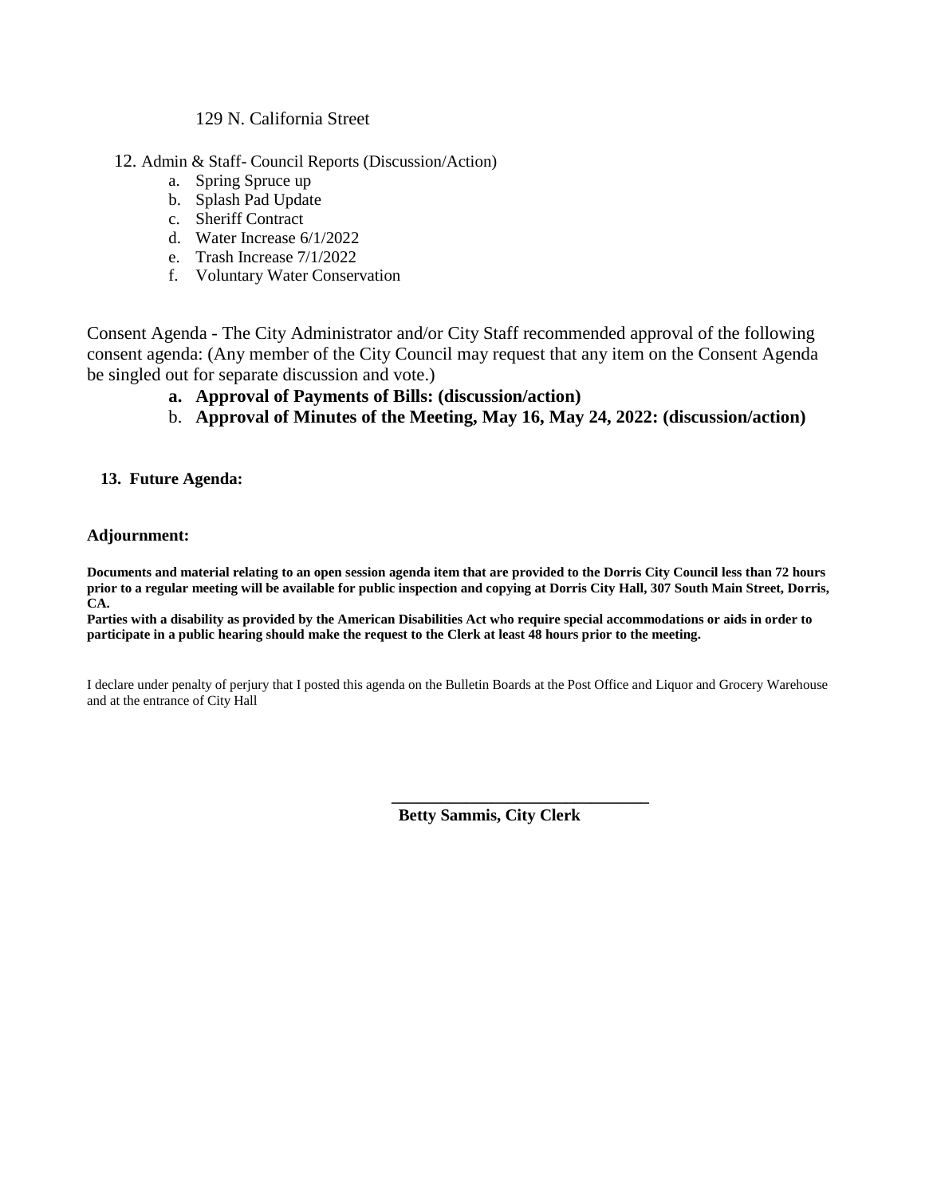129 N. California Street

12. Admin & Staff- Council Reports (Discussion/Action)
    a. Spring Spruce up
    b. Splash Pad Update
    c. Sheriff Contract
    d. Water Increase 6/1/2022
    e. Trash Increase 7/1/2022
    f. Voluntary Water Conservation

Consent Agenda - The City Administrator and/or City Staff recommended approval of the following consent agenda: (Any member of the City Council may request that any item on the Consent Agenda be singled out for separate discussion and vote.)

- **a. Approval of Payments of Bills: (discussion/action)**
- b. **Approval of Minutes of the Meeting, May 16, May 24, 2022: (discussion/action)**

**13. Future Agenda:**

**Adjournment:**

**Documents and material relating to an open session agenda item that are provided to the Dorris City Council less than 72 hours prior to a regular meeting will be available for public inspection and copying at Dorris City Hall, 307 South Main Street, Dorris, CA.**

**Parties with a disability as provided by the American Disabilities Act who require special accommodations or aids in order to participate in a public hearing should make the request to the Clerk at least 48 hours prior to the meeting.**

I declare under penalty of perjury that I posted this agenda on the Bulletin Boards at the Post Office and Liquor and Grocery Warehouse and at the entrance of City Hall

\_\_\_\_\_\_\_\_\_\_\_\_\_\_\_\_\_\_\_\_\_\_\_\_\_\_\_\_\_\_\_\_

**Betty Sammis, City Clerk**